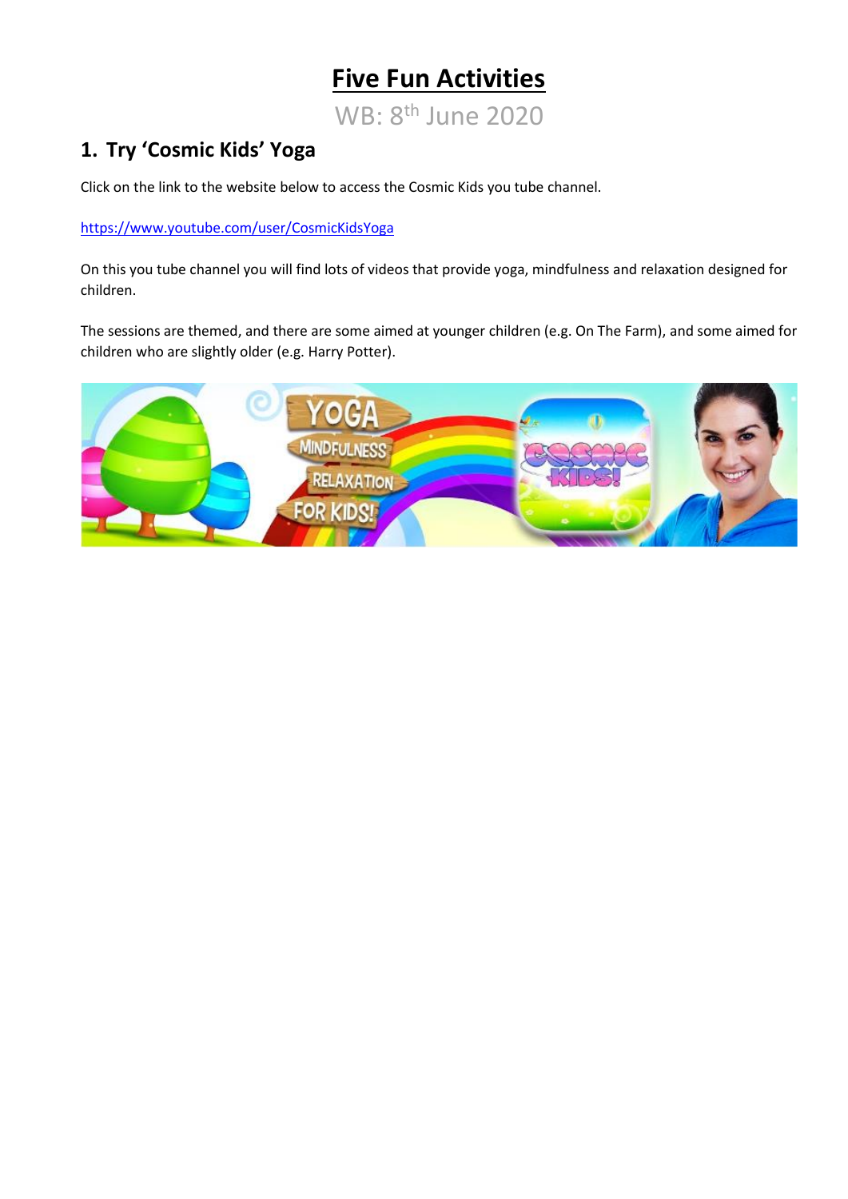# Five Fun Activities

WB: 8th June 2020

## 1. Try 'Cosmic Kids' Yoga

Click on the link to the website below to access the Cosmic Kids you tube channel.

https://www.youtube.com/user/CosmicKidsYoga

On this you tube channel you will find lots of videos that provide yoga, mindfulness and relaxation designed for children.

The sessions are themed, and there are some aimed at younger children (e.g. On The Farm), and some aimed for children who are slightly older (e.g. Harry Potter).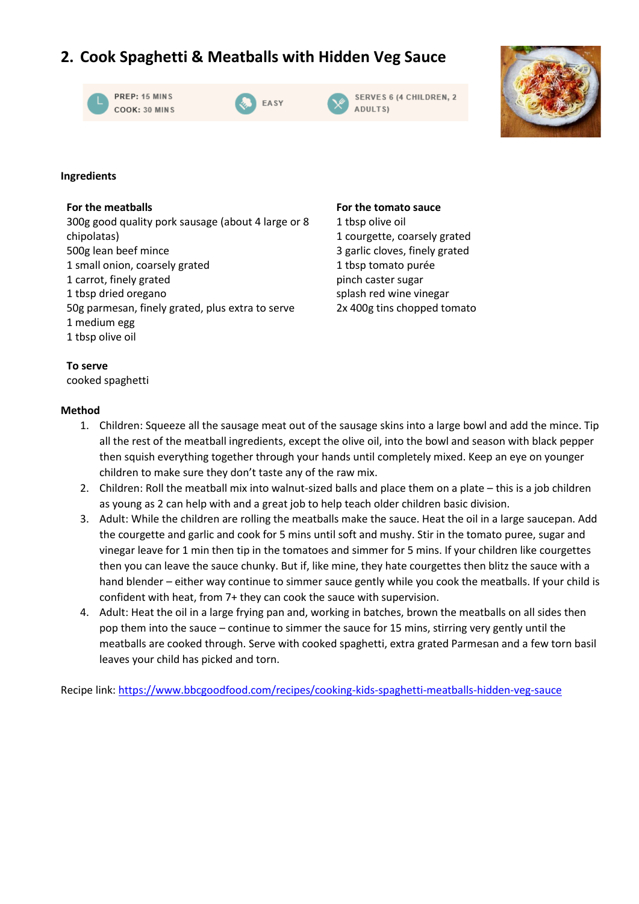## 2. Cook Spaghetti & Meatballs with Hidden Veg Sauce

PREP: 15 MINS
COOK: 30 MINS

EASY

SERVES 6 (4 CHILDREN, 2 ADULTS)

**Ingredients**

**For the meatballs**
300g good quality pork sausage (about 4 large or 8 chipolatas)
500g lean beef mince
1 small onion, coarsely grated
1 carrot, finely grated
1 tbsp dried oregano
50g parmesan, finely grated, plus extra to serve
1 medium egg
1 tbsp olive oil

**For the tomato sauce**
1 tbsp olive oil
1 courgette, coarsely grated
3 garlic cloves, finely grated
1 tbsp tomato purée
pinch caster sugar
splash red wine vinegar
2x 400g tins chopped tomato

**To serve**
cooked spaghetti

**Method**

1. Children: Squeeze all the sausage meat out of the sausage skins into a large bowl and add the mince. Tip all the rest of the meatball ingredients, except the olive oil, into the bowl and season with black pepper then squish everything together through your hands until completely mixed. Keep an eye on younger children to make sure they don't taste any of the raw mix.
2. Children: Roll the meatball mix into walnut-sized balls and place them on a plate – this is a job children as young as 2 can help with and a great job to help teach older children basic division.
3. Adult: While the children are rolling the meatballs make the sauce. Heat the oil in a large saucepan. Add the courgette and garlic and cook for 5 mins until soft and mushy. Stir in the tomato puree, sugar and vinegar leave for 1 min then tip in the tomatoes and simmer for 5 mins. If your children like courgettes then you can leave the sauce chunky. But if, like mine, they hate courgettes then blitz the sauce with a hand blender – either way continue to simmer sauce gently while you cook the meatballs. If your child is confident with heat, from 7+ they can cook the sauce with supervision.
4. Adult: Heat the oil in a large frying pan and, working in batches, brown the meatballs on all sides then pop them into the sauce – continue to simmer the sauce for 15 mins, stirring very gently until the meatballs are cooked through. Serve with cooked spaghetti, extra grated Parmesan and a few torn basil leaves your child has picked and torn.

Recipe link: https://www.bbcgoodfood.com/recipes/cooking-kids-spaghetti-meatballs-hidden-veg-sauce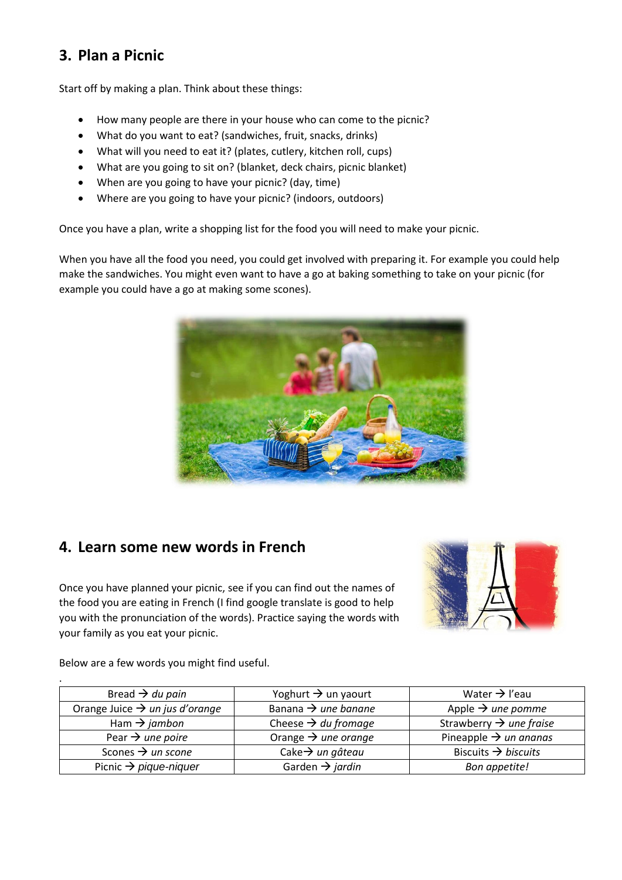## 3. Plan a Picnic

Start off by making a plan. Think about these things:

- How many people are there in your house who can come to the picnic?
- What do you want to eat? (sandwiches, fruit, snacks, drinks)
- What will you need to eat it? (plates, cutlery, kitchen roll, cups)
- What are you going to sit on? (blanket, deck chairs, picnic blanket)
- When are you going to have your picnic? (day, time)
- Where are you going to have your picnic? (indoors, outdoors)

Once you have a plan, write a shopping list for the food you will need to make your picnic.

When you have all the food you need, you could get involved with preparing it. For example you could help make the sandwiches. You might even want to have a go at baking something to take on your picnic (for example you could have a go at making some scones).

## 4. Learn some new words in French

Once you have planned your picnic, see if you can find out the names of the food you are eating in French (I find google translate is good to help you with the pronunciation of the words). Practice saying the words with your family as you eat your picnic.

Below are a few words you might find useful.

.

| | | |
|---|---|---|
| Bread → *du pain* | Yoghurt → un yaourt | Water → l'eau |
| Orange Juice → *un jus d'orange* | Banana → *une banane* | Apple → *une pomme* |
| Ham → *jambon* | Cheese → *du fromage* | Strawberry → *une fraise* |
| Pear → *une poire* | Orange → *une orange* | Pineapple → *un ananas* |
| Scones → *un scone* | Cake→ *un gâteau* | Biscuits → *biscuits* |
| Picnic → *pique-niquer* | Garden → *jardin* | *Bon appetite!* |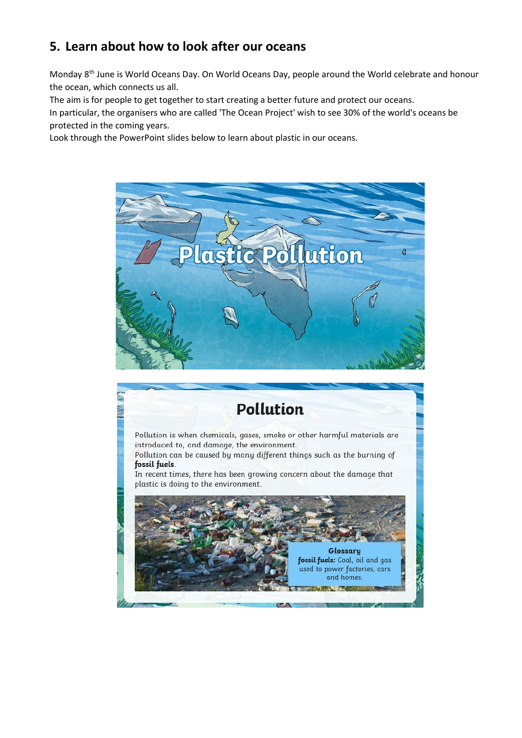## 5. Learn about how to look after our oceans

Monday 8th June is World Oceans Day. On World Oceans Day, people around the World celebrate and honour the ocean, which connects us all.
The aim is for people to get together to start creating a better future and protect our oceans.
In particular, the organisers who are called 'The Ocean Project' wish to see 30% of the world's oceans be protected in the coming years.
Look through the PowerPoint slides below to learn about plastic in our oceans.

# Plastic Pollution

## Pollution

Pollution is when chemicals, gases, smoke or other harmful materials are introduced to, and damage, the environment.
Pollution can be caused by many different things such as the burning of **fossil fuels**.
In recent times, there has been growing concern about the damage that plastic is doing to the environment.

**Glossary**
**fossil fuels:** Coal, oil and gas used to power factories, cars and homes.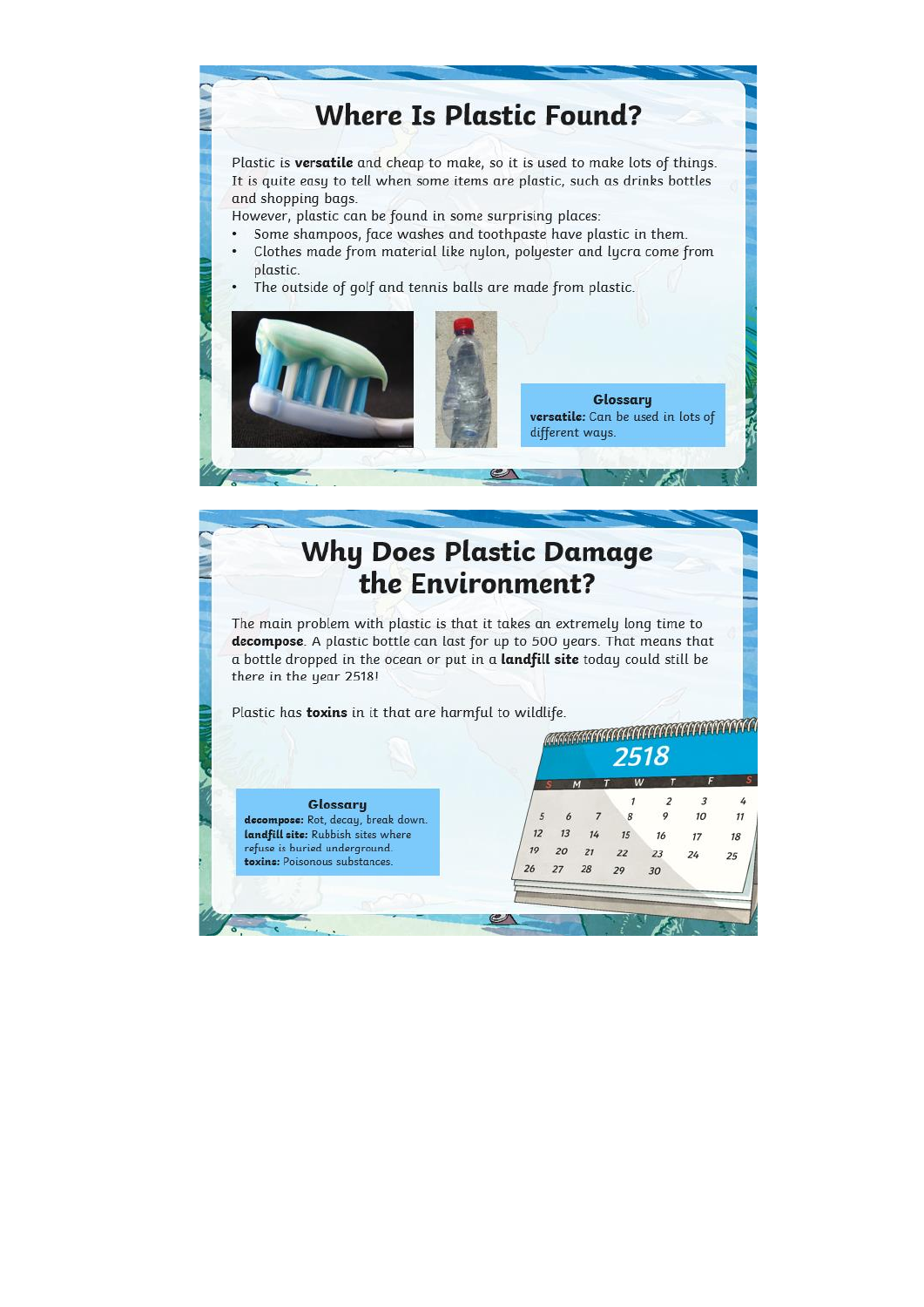# Where Is Plastic Found?

Plastic is **versatile** and cheap to make, so it is used to make lots of things. It is quite easy to tell when some items are plastic, such as drinks bottles and shopping bags.
However, plastic can be found in some surprising places:

- Some shampoos, face washes and toothpaste have plastic in them.
- Clothes made from material like nylon, polyester and lycra come from plastic.
- The outside of golf and tennis balls are made from plastic.

**Glossary**
**versatile:** Can be used in lots of different ways.

# Why Does Plastic Damage the Environment?

The main problem with plastic is that it takes an extremely long time to **decompose**. A plastic bottle can last for up to 500 years. That means that a bottle dropped in the ocean or put in a **landfill site** today could still be there in the year 2518!

Plastic has **toxins** in it that are harmful to wildlife.

**Glossary**
**decompose:** Rot, decay, break down.
**landfill site:** Rubbish sites where refuse is buried underground.
**toxins:** Poisonous substances.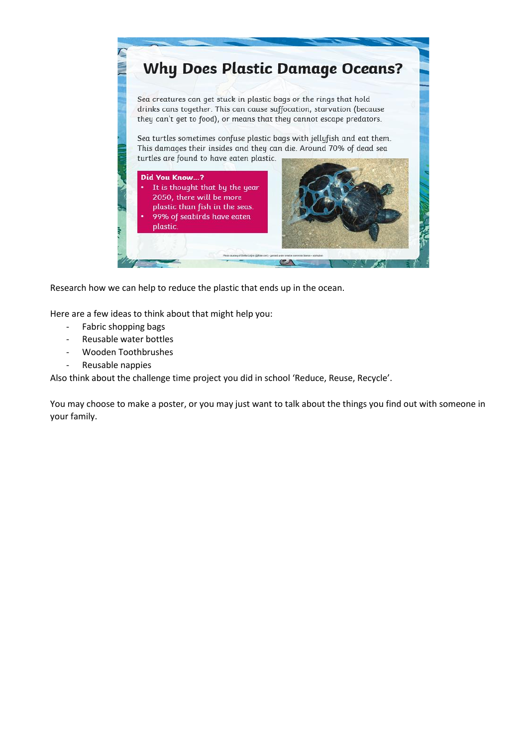# Why Does Plastic Damage Oceans?

Sea creatures can get stuck in plastic bags or the rings that hold drinks cans together. This can cause suffocation, starvation (because they can't get to food), or means that they cannot escape predators.

Sea turtles sometimes confuse plastic bags with jellyfish and eat them. This damages their insides and they can die. Around 70% of dead sea turtles are found to have eaten plastic.

**Did You Know...?**

- It is thought that by the year 2050, there will be more plastic than fish in the seas.
- 99% of seabirds have eaten plastic.

Research how we can help to reduce the plastic that ends up in the ocean.

Here are a few ideas to think about that might help you:

- Fabric shopping bags
- Reusable water bottles
- Wooden Toothbrushes
- Reusable nappies

Also think about the challenge time project you did in school 'Reduce, Reuse, Recycle'.

You may choose to make a poster, or you may just want to talk about the things you find out with someone in your family.